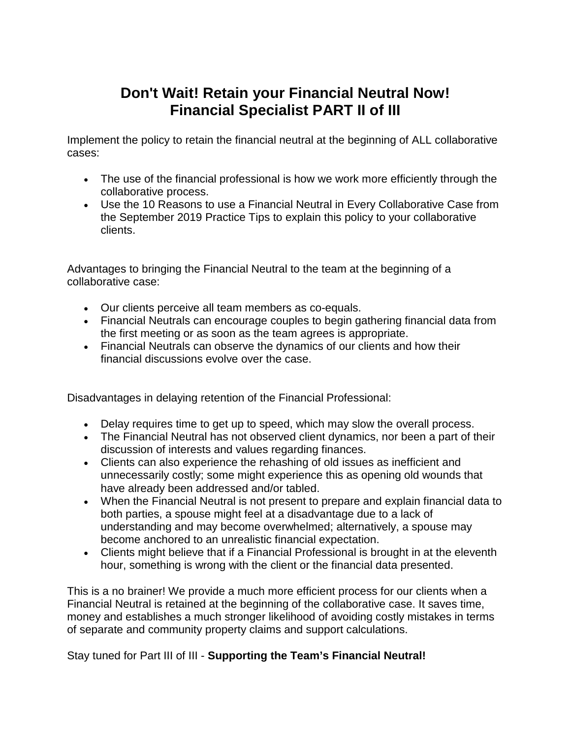# Don't Wait! Retain your Financial Neutral Now!
# Financial Specialist PART II of III

Implement the policy to retain the financial neutral at the beginning of ALL collaborative cases:

- The use of the financial professional is how we work more efficiently through the collaborative process.
- Use the 10 Reasons to use a Financial Neutral in Every Collaborative Case from the September 2019 Practice Tips to explain this policy to your collaborative clients.

Advantages to bringing the Financial Neutral to the team at the beginning of a collaborative case:

- Our clients perceive all team members as co-equals.
- Financial Neutrals can encourage couples to begin gathering financial data from the first meeting or as soon as the team agrees is appropriate.
- Financial Neutrals can observe the dynamics of our clients and how their financial discussions evolve over the case.

Disadvantages in delaying retention of the Financial Professional:

- Delay requires time to get up to speed, which may slow the overall process.
- The Financial Neutral has not observed client dynamics, nor been a part of their discussion of interests and values regarding finances.
- Clients can also experience the rehashing of old issues as inefficient and unnecessarily costly; some might experience this as opening old wounds that have already been addressed and/or tabled.
- When the Financial Neutral is not present to prepare and explain financial data to both parties, a spouse might feel at a disadvantage due to a lack of understanding and may become overwhelmed; alternatively, a spouse may become anchored to an unrealistic financial expectation.
- Clients might believe that if a Financial Professional is brought in at the eleventh hour, something is wrong with the client or the financial data presented.

This is a no brainer! We provide a much more efficient process for our clients when a Financial Neutral is retained at the beginning of the collaborative case. It saves time, money and establishes a much stronger likelihood of avoiding costly mistakes in terms of separate and community property claims and support calculations.

Stay tuned for Part III of III - **Supporting the Team's Financial Neutral!**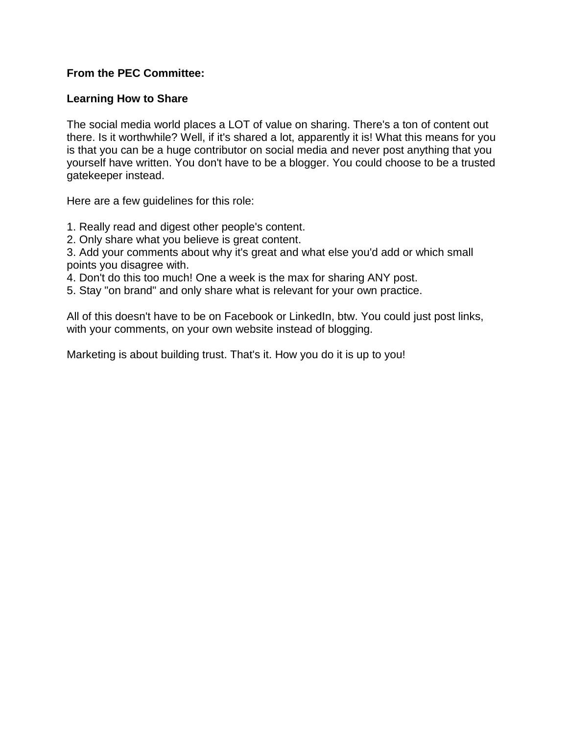**From the PEC Committee:**

**Learning How to Share**

The social media world places a LOT of value on sharing. There's a ton of content out there. Is it worthwhile? Well, if it's shared a lot, apparently it is! What this means for you is that you can be a huge contributor on social media and never post anything that you yourself have written. You don't have to be a blogger. You could choose to be a trusted gatekeeper instead.

Here are a few guidelines for this role:

1. Really read and digest other people's content.
2. Only share what you believe is great content.
3. Add your comments about why it's great and what else you'd add or which small points you disagree with.
4. Don't do this too much! One a week is the max for sharing ANY post.
5. Stay "on brand" and only share what is relevant for your own practice.

All of this doesn't have to be on Facebook or LinkedIn, btw. You could just post links, with your comments, on your own website instead of blogging.

Marketing is about building trust. That's it. How you do it is up to you!